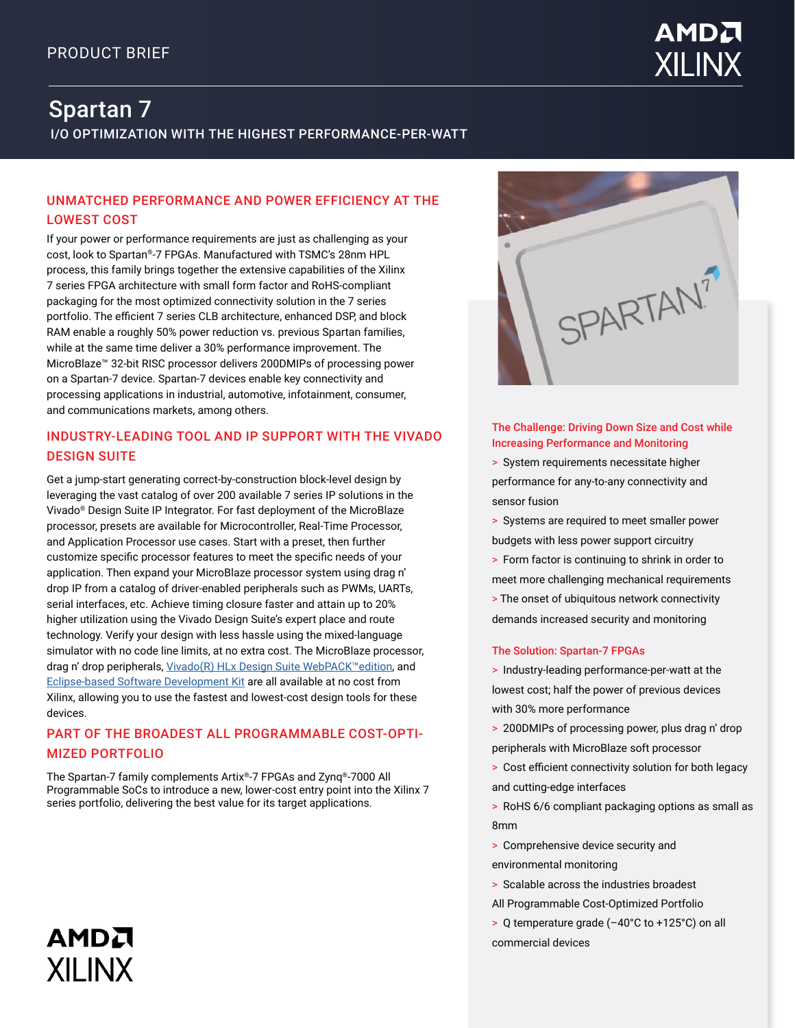PRODUCT BRIEF

# Spartan 7

I/O OPTIMIZATION WITH THE HIGHEST PERFORMANCE-PER-WATT

## UNMATCHED PERFORMANCE AND POWER EFFICIENCY AT THE LOWEST COST

If your power or performance requirements are just as challenging as your cost, look to Spartan®-7 FPGAs. Manufactured with TSMC's 28nm HPL process, this family brings together the extensive capabilities of the Xilinx 7 series FPGA architecture with small form factor and RoHS-compliant packaging for the most optimized connectivity solution in the 7 series portfolio. The efficient 7 series CLB architecture, enhanced DSP, and block RAM enable a roughly 50% power reduction vs. previous Spartan families, while at the same time deliver a 30% performance improvement. The MicroBlaze™ 32-bit RISC processor delivers 200DMIPs of processing power on a Spartan-7 device. Spartan-7 devices enable key connectivity and processing applications in industrial, automotive, infotainment, consumer, and communications markets, among others.

## INDUSTRY-LEADING TOOL AND IP SUPPORT WITH THE VIVADO DESIGN SUITE

Get a jump-start generating correct-by-construction block-level design by leveraging the vast catalog of over 200 available 7 series IP solutions in the Vivado® Design Suite IP Integrator. For fast deployment of the MicroBlaze processor, presets are available for Microcontroller, Real-Time Processor, and Application Processor use cases. Start with a preset, then further customize specific processor features to meet the specific needs of your application. Then expand your MicroBlaze processor system using drag n' drop IP from a catalog of driver-enabled peripherals such as PWMs, UARTs, serial interfaces, etc. Achieve timing closure faster and attain up to 20% higher utilization using the Vivado Design Suite's expert place and route technology. Verify your design with less hassle using the mixed-language simulator with no code line limits, at no extra cost. The MicroBlaze processor, drag n' drop peripherals, Vivado(R) HLx Design Suite WebPACK™edition, and Eclipse-based Software Development Kit are all available at no cost from Xilinx, allowing you to use the fastest and lowest-cost design tools for these devices.

## PART OF THE BROADEST ALL PROGRAMMABLE COST-OPTIMIZED PORTFOLIO

The Spartan-7 family complements Artix®-7 FPGAs and Zynq®-7000 All Programmable SoCs to introduce a new, lower-cost entry point into the Xilinx 7 series portfolio, delivering the best value for its target applications.

### The Challenge: Driving Down Size and Cost while Increasing Performance and Monitoring

- System requirements necessitate higher performance for any-to-any connectivity and sensor fusion
- Systems are required to meet smaller power budgets with less power support circuitry
- Form factor is continuing to shrink in order to meet more challenging mechanical requirements
- The onset of ubiquitous network connectivity demands increased security and monitoring

### The Solution: Spartan-7 FPGAs

- Industry-leading performance-per-watt at the lowest cost; half the power of previous devices with 30% more performance
- 200DMIPs of processing power, plus drag n' drop peripherals with MicroBlaze soft processor
- Cost efficient connectivity solution for both legacy and cutting-edge interfaces
- RoHS 6/6 compliant packaging options as small as 8mm
- Comprehensive device security and environmental monitoring
- Scalable across the industries broadest All Programmable Cost-Optimized Portfolio
- Q temperature grade (–40°C to +125°C) on all commercial devices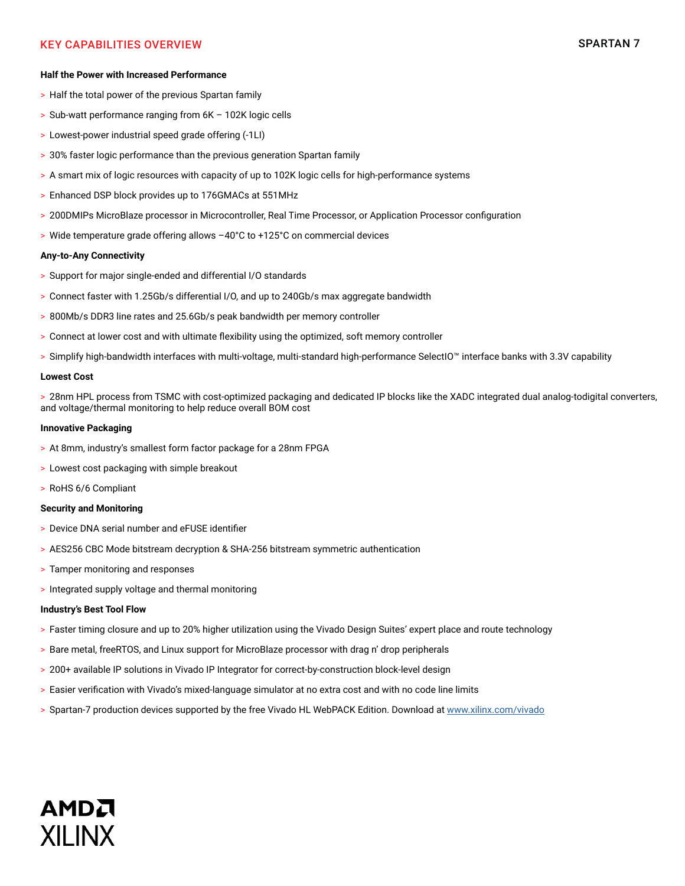## KEY CAPABILITIES OVERVIEW

**Half the Power with Increased Performance**

- Half the total power of the previous Spartan family
- Sub-watt performance ranging from 6K – 102K logic cells
- Lowest-power industrial speed grade offering (-1LI)
- 30% faster logic performance than the previous generation Spartan family
- A smart mix of logic resources with capacity of up to 102K logic cells for high-performance systems
- Enhanced DSP block provides up to 176GMACs at 551MHz
- 200DMIPs MicroBlaze processor in Microcontroller, Real Time Processor, or Application Processor configuration
- Wide temperature grade offering allows –40°C to +125°C on commercial devices

**Any-to-Any Connectivity**

- Support for major single-ended and differential I/O standards
- Connect faster with 1.25Gb/s differential I/O, and up to 240Gb/s max aggregate bandwidth
- 800Mb/s DDR3 line rates and 25.6Gb/s peak bandwidth per memory controller
- Connect at lower cost and with ultimate flexibility using the optimized, soft memory controller
- Simplify high-bandwidth interfaces with multi-voltage, multi-standard high-performance SelectIO™ interface banks with 3.3V capability

**Lowest Cost**

- 28nm HPL process from TSMC with cost-optimized packaging and dedicated IP blocks like the XADC integrated dual analog-todigital converters, and voltage/thermal monitoring to help reduce overall BOM cost

**Innovative Packaging**

- At 8mm, industry's smallest form factor package for a 28nm FPGA
- Lowest cost packaging with simple breakout
- RoHS 6/6 Compliant

**Security and Monitoring**

- Device DNA serial number and eFUSE identifier
- AES256 CBC Mode bitstream decryption & SHA-256 bitstream symmetric authentication
- Tamper monitoring and responses
- Integrated supply voltage and thermal monitoring

**Industry's Best Tool Flow**

- Faster timing closure and up to 20% higher utilization using the Vivado Design Suites' expert place and route technology
- Bare metal, freeRTOS, and Linux support for MicroBlaze processor with drag n' drop peripherals
- 200+ available IP solutions in Vivado IP Integrator for correct-by-construction block-level design
- Easier verification with Vivado's mixed-language simulator at no extra cost and with no code line limits
- Spartan-7 production devices supported by the free Vivado HL WebPACK Edition. Download at www.xilinx.com/vivado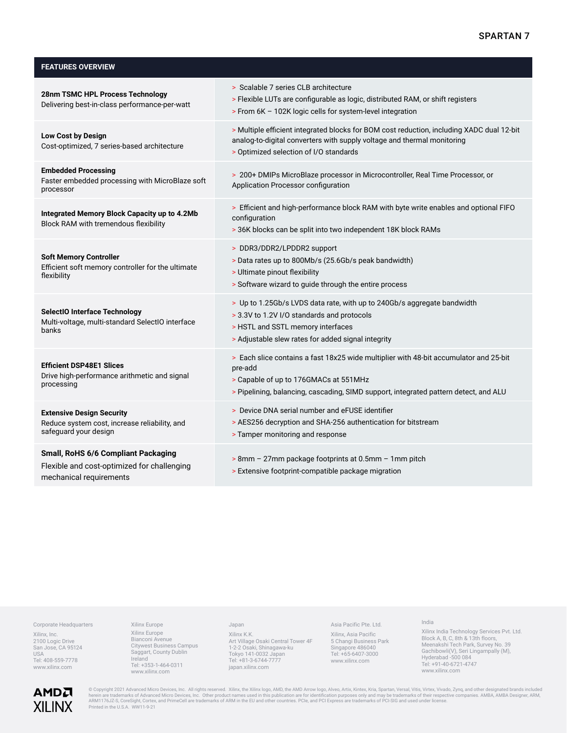## FEATURES OVERVIEW

| | |
|---|---|
| **28nm TSMC HPL Process Technology**<br>Delivering best-in-class performance-per-watt | > Scalable 7 series CLB architecture<br>> Flexible LUTs are configurable as logic, distributed RAM, or shift registers<br>> From 6K – 102K logic cells for system-level integration |
| **Low Cost by Design**<br>Cost-optimized, 7 series-based architecture | > Multiple efficient integrated blocks for BOM cost reduction, including XADC dual 12-bit analog-to-digital converters with supply voltage and thermal monitoring<br>> Optimized selection of I/O standards |
| **Embedded Processing**<br>Faster embedded processing with MicroBlaze soft processor | > 200+ DMIPs MicroBlaze processor in Microcontroller, Real Time Processor, or Application Processor configuration |
| **Integrated Memory Block Capacity up to 4.2Mb**<br>Block RAM with tremendous flexibility | > Efficient and high-performance block RAM with byte write enables and optional FIFO configuration<br>> 36K blocks can be split into two independent 18K block RAMs |
| **Soft Memory Controller**<br>Efficient soft memory controller for the ultimate flexibility | > DDR3/DDR2/LPDDR2 support<br>> Data rates up to 800Mb/s (25.6Gb/s peak bandwidth)<br>> Ultimate pinout flexibility<br>> Software wizard to guide through the entire process |
| **SelectIO Interface Technology**<br>Multi-voltage, multi-standard SelectIO interface banks | > Up to 1.25Gb/s LVDS data rate, with up to 240Gb/s aggregate bandwidth<br>> 3.3V to 1.2V I/O standards and protocols<br>> HSTL and SSTL memory interfaces<br>> Adjustable slew rates for added signal integrity |
| **Efficient DSP48E1 Slices**<br>Drive high-performance arithmetic and signal processing | > Each slice contains a fast 18x25 wide multiplier with 48-bit accumulator and 25-bit pre-add<br>> Capable of up to 176GMACs at 551MHz<br>> Pipelining, balancing, cascading, SIMD support, integrated pattern detect, and ALU |
| **Extensive Design Security**<br>Reduce system cost, increase reliability, and safeguard your design | > Device DNA serial number and eFUSE identifier<br>> AES256 decryption and SHA-256 authentication for bitstream<br>> Tamper monitoring and response |
| **Small, RoHS 6/6 Compliant Packaging**<br>Flexible and cost-optimized for challenging mechanical requirements | > 8mm – 27mm package footprints at 0.5mm – 1mm pitch<br>> Extensive footprint-compatible package migration |

Corporate Headquarters
Xilinx, Inc.
2100 Logic Drive
San Jose, CA 95124
USA
Tel: 408-559-7778
www.xilinx.com

Xilinx Europe
Xilinx Europe
Bianconi Avenue
Citywest Business Campus
Saggart, County Dublin
Ireland
Tel: +353-1-464-0311
www.xilinx.com

Japan
Xilinx K.K.
Art Village Osaki Central Tower 4F
1-2-2 Osaki, Shinagawa-ku
Tokyo 141-0032 Japan
Tel: +81-3-6744-7777
japan.xilinx.com

Asia Pacific Pte. Ltd.
Xilinx, Asia Pacific
5 Changi Business Park
Singapore 486040
Tel: +65-6407-3000
www.xilinx.com

India
Xilinx India Technology Services Pvt. Ltd.
Block A, B, C, 8th & 13th floors,
Meenakshi Tech Park, Survey No. 39
Gachibowli(V), Seri Lingampally (M),
Hyderabad -500 084
Tel: +91-40-6721-4747
www.xilinx.com

AMD XILINX

© Copyright 2021 Advanced Micro Devices, Inc. All rights reserved. Xilinx, the Xilinx logo, AMD, the AMD Arrow logo, Alveo, Artix, Kintex, Kria, Spartan, Versal, Vitis, Virtex, Vivado, Zynq, and other designated brands included herein are trademarks of Advanced Micro Devices, Inc. Other product names used in this publication are for identification purposes only and may be trademarks of their respective companies. AMBA, AMBA Designer, ARM, ARM1176JZ-S, CoreSight, Cortex, and PrimeCell are trademarks of ARM in the EU and other countries. PCIe, and PCI Express are trademarks of PCI-SIG and used under license.
Printed in the U.S.A. WW11-9-21